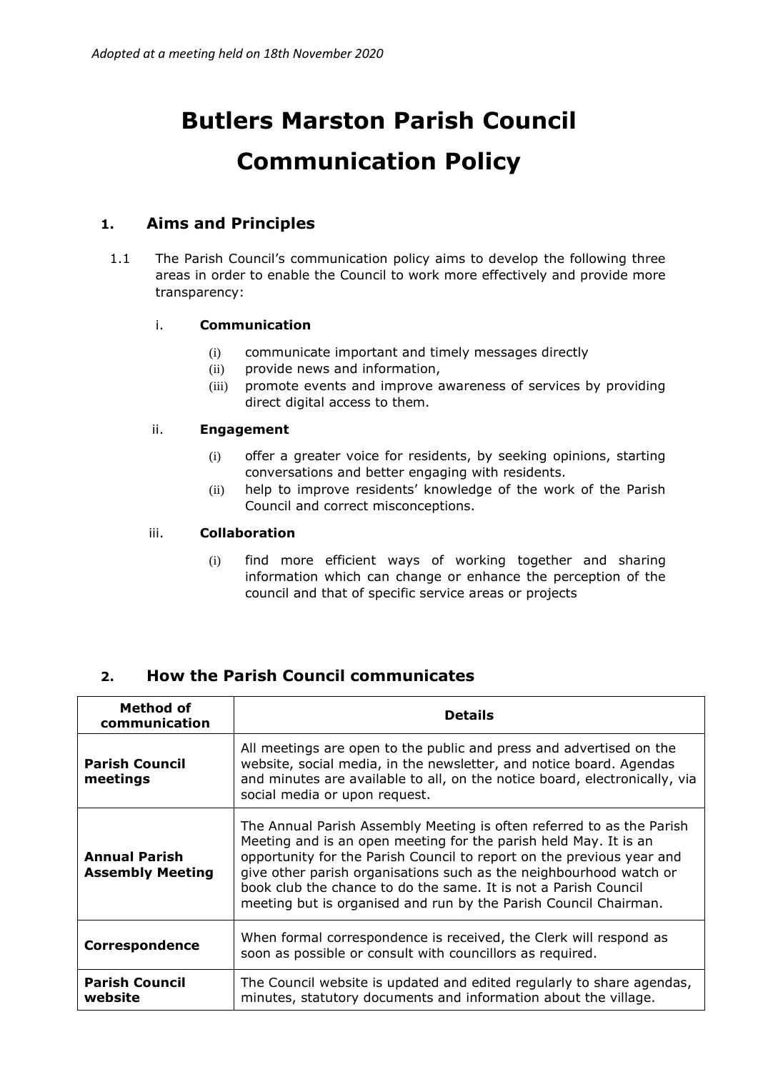*Adopted at a meeting held on 18th November 2020*

# Butlers Marston Parish Council
# Communication Policy

## 1. Aims and Principles

1.1 The Parish Council's communication policy aims to develop the following three areas in order to enable the Council to work more effectively and provide more transparency:

i. **Communication**

   (i) communicate important and timely messages directly
   (ii) provide news and information,
   (iii) promote events and improve awareness of services by providing direct digital access to them.

ii. **Engagement**

   (i) offer a greater voice for residents, by seeking opinions, starting conversations and better engaging with residents.
   (ii) help to improve residents' knowledge of the work of the Parish Council and correct misconceptions.

iii. **Collaboration**

   (i) find more efficient ways of working together and sharing information which can change or enhance the perception of the council and that of specific service areas or projects

## 2. How the Parish Council communicates

| Method of communication | Details |
|---|---|
| **Parish Council meetings** | All meetings are open to the public and press and advertised on the website, social media, in the newsletter, and notice board. Agendas and minutes are available to all, on the notice board, electronically, via social media or upon request. |
| **Annual Parish Assembly Meeting** | The Annual Parish Assembly Meeting is often referred to as the Parish Meeting and is an open meeting for the parish held May. It is an opportunity for the Parish Council to report on the previous year and give other parish organisations such as the neighbourhood watch or book club the chance to do the same. It is not a Parish Council meeting but is organised and run by the Parish Council Chairman. |
| **Correspondence** | When formal correspondence is received, the Clerk will respond as soon as possible or consult with councillors as required. |
| **Parish Council website** | The Council website is updated and edited regularly to share agendas, minutes, statutory documents and information about the village. |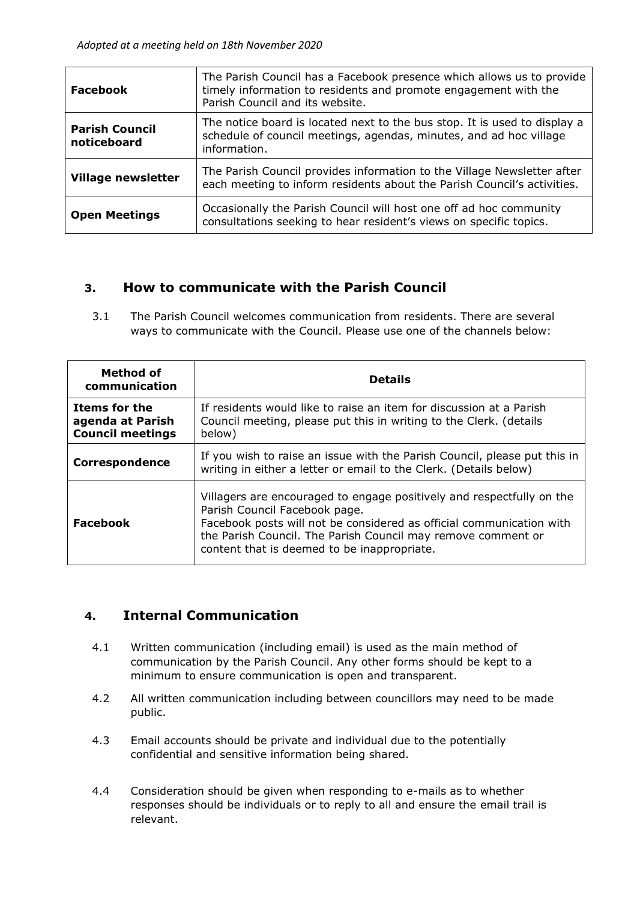| **Facebook** | The Parish Council has a Facebook presence which allows us to provide timely information to residents and promote engagement with the Parish Council and its website. |
|---|---|
| **Parish Council noticeboard** | The notice board is located next to the bus stop. It is used to display a schedule of council meetings, agendas, minutes, and ad hoc village information. |
| **Village newsletter** | The Parish Council provides information to the Village Newsletter after each meeting to inform residents about the Parish Council's activities. |
| **Open Meetings** | Occasionally the Parish Council will host one off ad hoc community consultations seeking to hear resident's views on specific topics. |

## 3. How to communicate with the Parish Council

3.1 The Parish Council welcomes communication from residents. There are several ways to communicate with the Council. Please use one of the channels below:

| Method of communication | Details |
|---|---|
| **Items for the agenda at Parish Council meetings** | If residents would like to raise an item for discussion at a Parish Council meeting, please put this in writing to the Clerk. (details below) |
| **Correspondence** | If you wish to raise an issue with the Parish Council, please put this in writing in either a letter or email to the Clerk. (Details below) |
| **Facebook** | Villagers are encouraged to engage positively and respectfully on the Parish Council Facebook page.<br>Facebook posts will not be considered as official communication with the Parish Council. The Parish Council may remove comment or content that is deemed to be inappropriate. |

## 4. Internal Communication

4.1 Written communication (including email) is used as the main method of communication by the Parish Council. Any other forms should be kept to a minimum to ensure communication is open and transparent.

4.2 All written communication including between councillors may need to be made public.

4.3 Email accounts should be private and individual due to the potentially confidential and sensitive information being shared.

4.4 Consideration should be given when responding to e-mails as to whether responses should be individuals or to reply to all and ensure the email trail is relevant.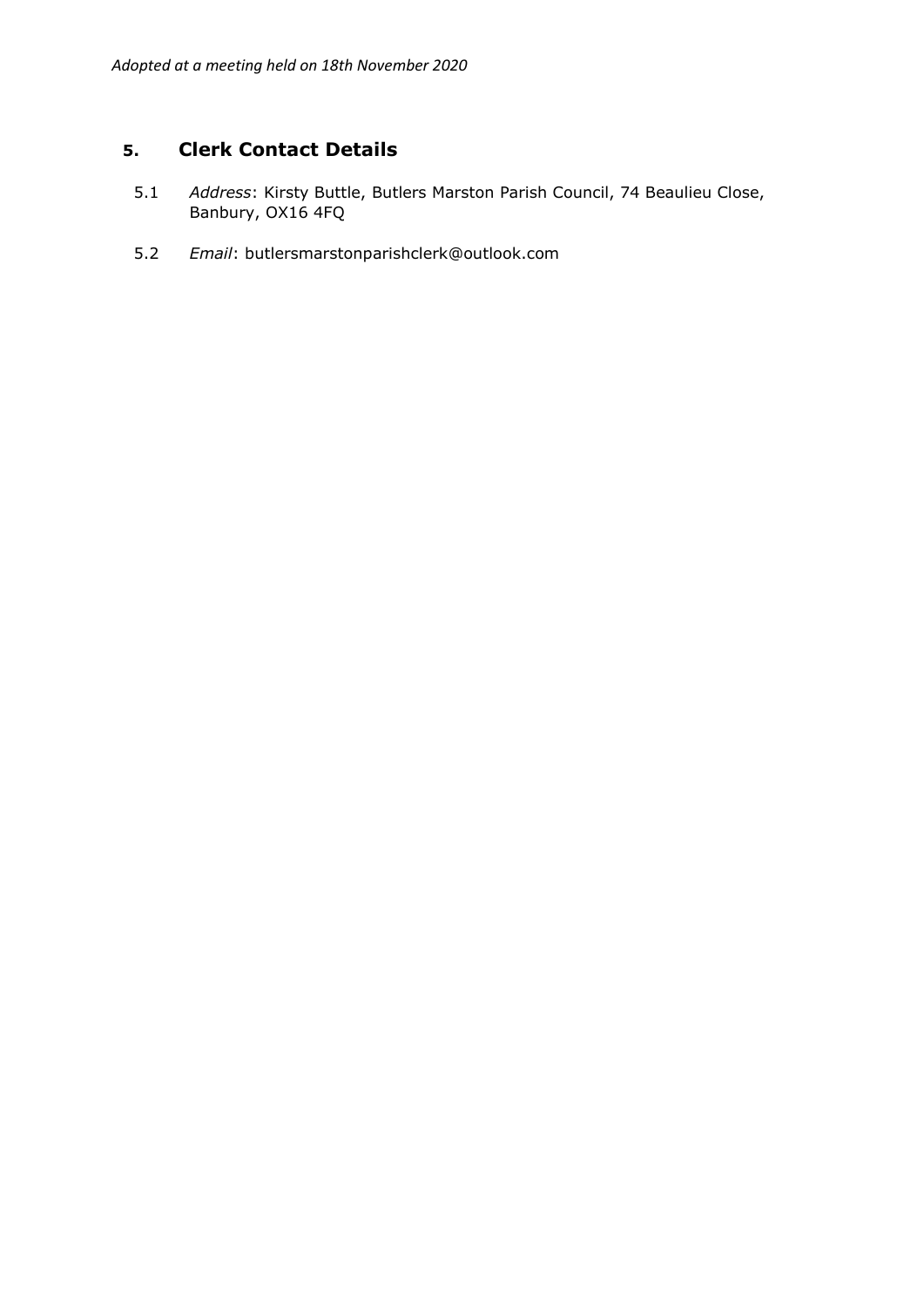*Adopted at a meeting held on 18th November 2020*

## 5. Clerk Contact Details

5.1 *Address*: Kirsty Buttle, Butlers Marston Parish Council, 74 Beaulieu Close, Banbury, OX16 4FQ

5.2 *Email*: butlersmarstonparishclerk@outlook.com